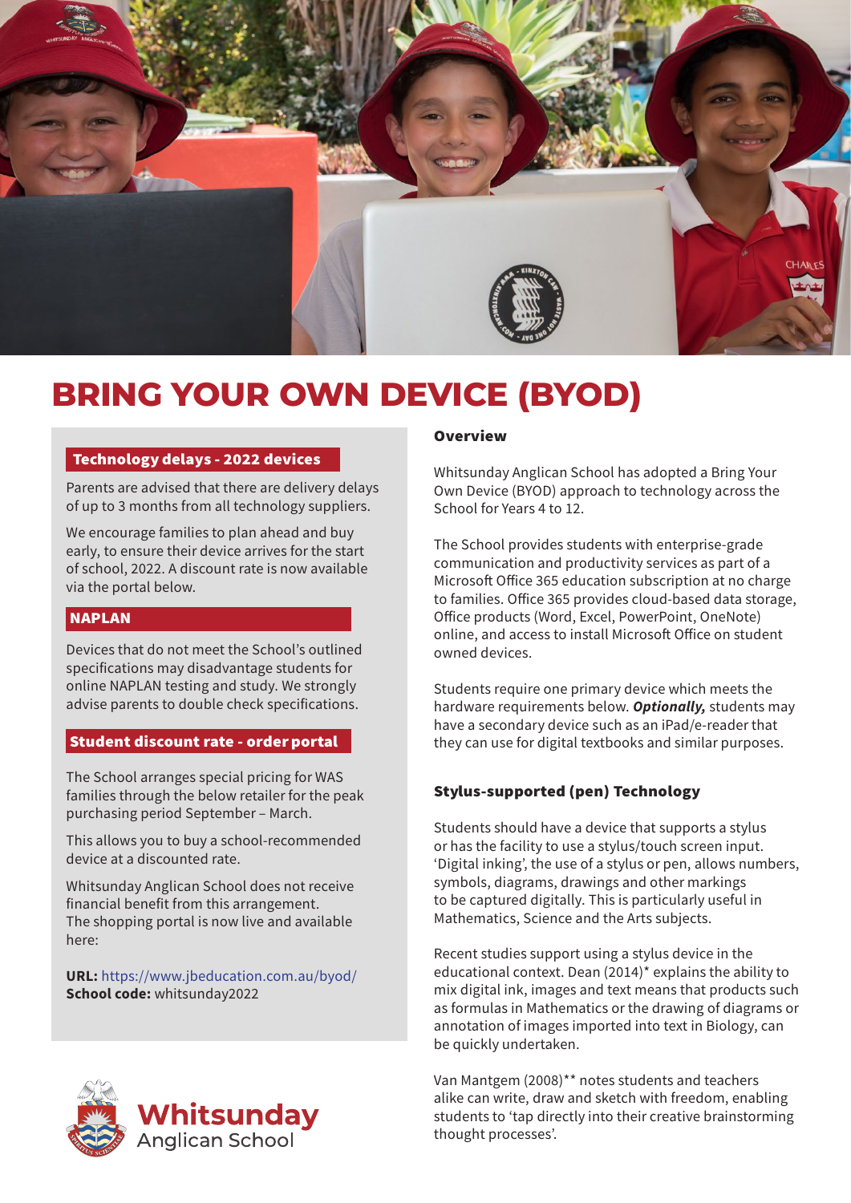# BRING YOUR OWN DEVICE (BYOD)

### Technology delays - 2022 devices

Parents are advised that there are delivery delays of up to 3 months from all technology suppliers.

We encourage families to plan ahead and buy early, to ensure their device arrives for the start of school, 2022. A discount rate is now available via the portal below.

### NAPLAN

Devices that do not meet the School's outlined specifications may disadvantage students for online NAPLAN testing and study. We strongly advise parents to double check specifications.

### Student discount rate - order portal

The School arranges special pricing for WAS families through the below retailer for the peak purchasing period September – March.

This allows you to buy a school-recommended device at a discounted rate.

Whitsunday Anglican School does not receive financial benefit from this arrangement.
The shopping portal is now live and available here:

**URL:** https://www.jbeducation.com.au/byod/
**School code:** whitsunday2022

Whitsunday Anglican School

### Overview

Whitsunday Anglican School has adopted a Bring Your Own Device (BYOD) approach to technology across the School for Years 4 to 12.

The School provides students with enterprise-grade communication and productivity services as part of a Microsoft Office 365 education subscription at no charge to families. Office 365 provides cloud-based data storage, Office products (Word, Excel, PowerPoint, OneNote) online, and access to install Microsoft Office on student owned devices.

Students require one primary device which meets the hardware requirements below. ***Optionally,*** students may have a secondary device such as an iPad/e-reader that they can use for digital textbooks and similar purposes.

### Stylus-supported (pen) Technology

Students should have a device that supports a stylus or has the facility to use a stylus/touch screen input. 'Digital inking', the use of a stylus or pen, allows numbers, symbols, diagrams, drawings and other markings to be captured digitally. This is particularly useful in Mathematics, Science and the Arts subjects.

Recent studies support using a stylus device in the educational context. Dean (2014)* explains the ability to mix digital ink, images and text means that products such as formulas in Mathematics or the drawing of diagrams or annotation of images imported into text in Biology, can be quickly undertaken.

Van Mantgem (2008)** notes students and teachers alike can write, draw and sketch with freedom, enabling students to 'tap directly into their creative brainstorming thought processes'.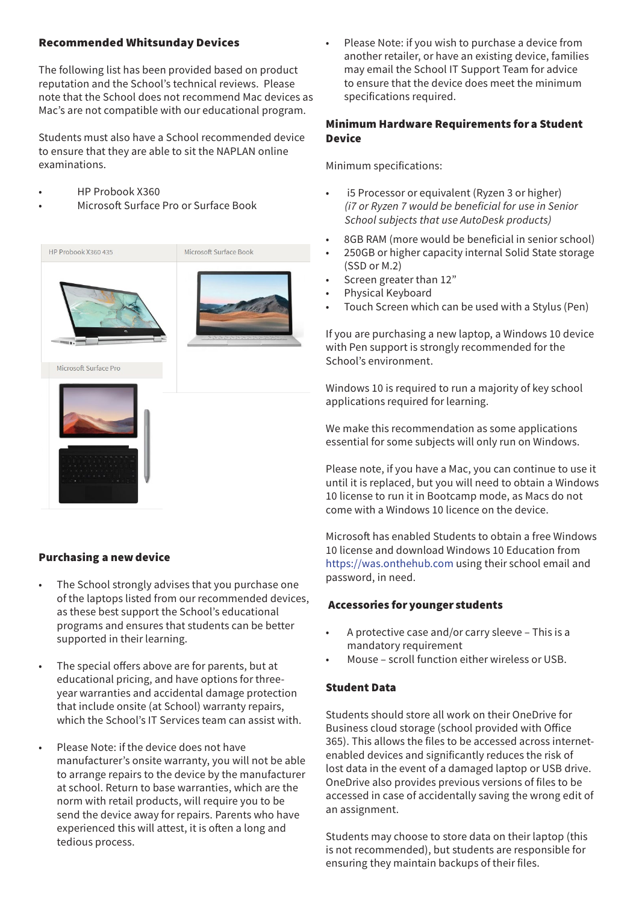## Recommended Whitsunday Devices

The following list has been provided based on product reputation and the School's technical reviews. Please note that the School does not recommend Mac devices as Mac's are not compatible with our educational program.

Students must also have a School recommended device to ensure that they are able to sit the NAPLAN online examinations.

- HP Probook X360
- Microsoft Surface Pro or Surface Book

HP Probook X360 435

Microsoft Surface Book

Microsoft Surface Pro

## Purchasing a new device

- The School strongly advises that you purchase one of the laptops listed from our recommended devices, as these best support the School's educational programs and ensures that students can be better supported in their learning.
- The special offers above are for parents, but at educational pricing, and have options for three-year warranties and accidental damage protection that include onsite (at School) warranty repairs, which the School's IT Services team can assist with.
- Please Note: if the device does not have manufacturer's onsite warranty, you will not be able to arrange repairs to the device by the manufacturer at school. Return to base warranties, which are the norm with retail products, will require you to be send the device away for repairs. Parents who have experienced this will attest, it is often a long and tedious process.
- Please Note: if you wish to purchase a device from another retailer, or have an existing device, families may email the School IT Support Team for advice to ensure that the device does meet the minimum specifications required.

## Minimum Hardware Requirements for a Student Device

Minimum specifications:

- i5 Processor or equivalent (Ryzen 3 or higher)
  *(i7 or Ryzen 7 would be beneficial for use in Senior School subjects that use AutoDesk products)*
- 8GB RAM (more would be beneficial in senior school)
- 250GB or higher capacity internal Solid State storage (SSD or M.2)
- Screen greater than 12"
- Physical Keyboard
- Touch Screen which can be used with a Stylus (Pen)

If you are purchasing a new laptop, a Windows 10 device with Pen support is strongly recommended for the School's environment.

Windows 10 is required to run a majority of key school applications required for learning.

We make this recommendation as some applications essential for some subjects will only run on Windows.

Please note, if you have a Mac, you can continue to use it until it is replaced, but you will need to obtain a Windows 10 license to run it in Bootcamp mode, as Macs do not come with a Windows 10 licence on the device.

Microsoft has enabled Students to obtain a free Windows 10 license and download Windows 10 Education from https://was.onthehub.com using their school email and password, in need.

## Accessories for younger students

- A protective case and/or carry sleeve – This is a mandatory requirement
- Mouse – scroll function either wireless or USB.

## Student Data

Students should store all work on their OneDrive for Business cloud storage (school provided with Office 365). This allows the files to be accessed across internet-enabled devices and significantly reduces the risk of lost data in the event of a damaged laptop or USB drive. OneDrive also provides previous versions of files to be accessed in case of accidentally saving the wrong edit of an assignment.

Students may choose to store data on their laptop (this is not recommended), but students are responsible for ensuring they maintain backups of their files.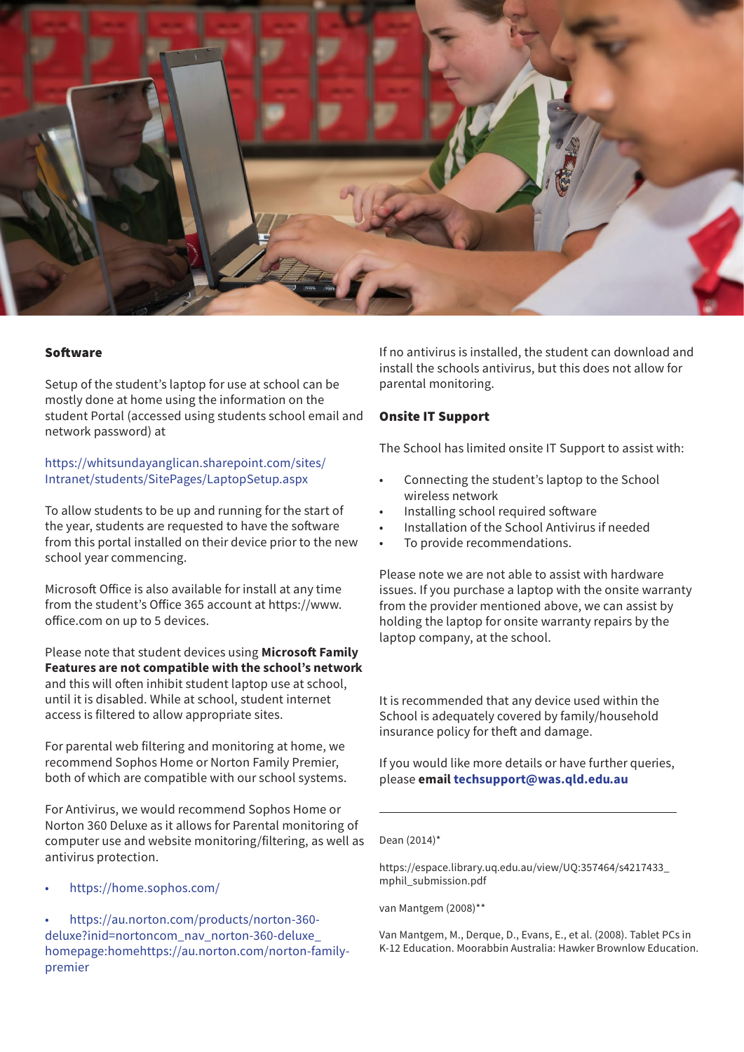## Software

Setup of the student's laptop for use at school can be mostly done at home using the information on the student Portal (accessed using students school email and network password) at

https://whitsundayanglican.sharepoint.com/sites/Intranet/students/SitePages/LaptopSetup.aspx

To allow students to be up and running for the start of the year, students are requested to have the software from this portal installed on their device prior to the new school year commencing.

Microsoft Office is also available for install at any time from the student's Office 365 account at https://www.office.com on up to 5 devices.

Please note that student devices using **Microsoft Family Features are not compatible with the school's network** and this will often inhibit student laptop use at school, until it is disabled. While at school, student internet access is filtered to allow appropriate sites.

For parental web filtering and monitoring at home, we recommend Sophos Home or Norton Family Premier, both of which are compatible with our school systems.

For Antivirus, we would recommend Sophos Home or Norton 360 Deluxe as it allows for Parental monitoring of computer use and website monitoring/filtering, as well as antivirus protection.

- https://home.sophos.com/
- https://au.norton.com/products/norton-360-deluxe?inid=nortoncom_nav_norton-360-deluxe_homepage:homehttps://au.norton.com/norton-family-premier

If no antivirus is installed, the student can download and install the schools antivirus, but this does not allow for parental monitoring.

## Onsite IT Support

The School has limited onsite IT Support to assist with:

- Connecting the student's laptop to the School wireless network
- Installing school required software
- Installation of the School Antivirus if needed
- To provide recommendations.

Please note we are not able to assist with hardware issues. If you purchase a laptop with the onsite warranty from the provider mentioned above, we can assist by holding the laptop for onsite warranty repairs by the laptop company, at the school.

It is recommended that any device used within the School is adequately covered by family/household insurance policy for theft and damage.

If you would like more details or have further queries, please **email techsupport@was.qld.edu.au**

---

Dean (2014)*

https://espace.library.uq.edu.au/view/UQ:357464/s4217433_mphil_submission.pdf

van Mantgem (2008)**

Van Mantgem, M., Derque, D., Evans, E., et al. (2008). Tablet PCs in K-12 Education. Moorabbin Australia: Hawker Brownlow Education.